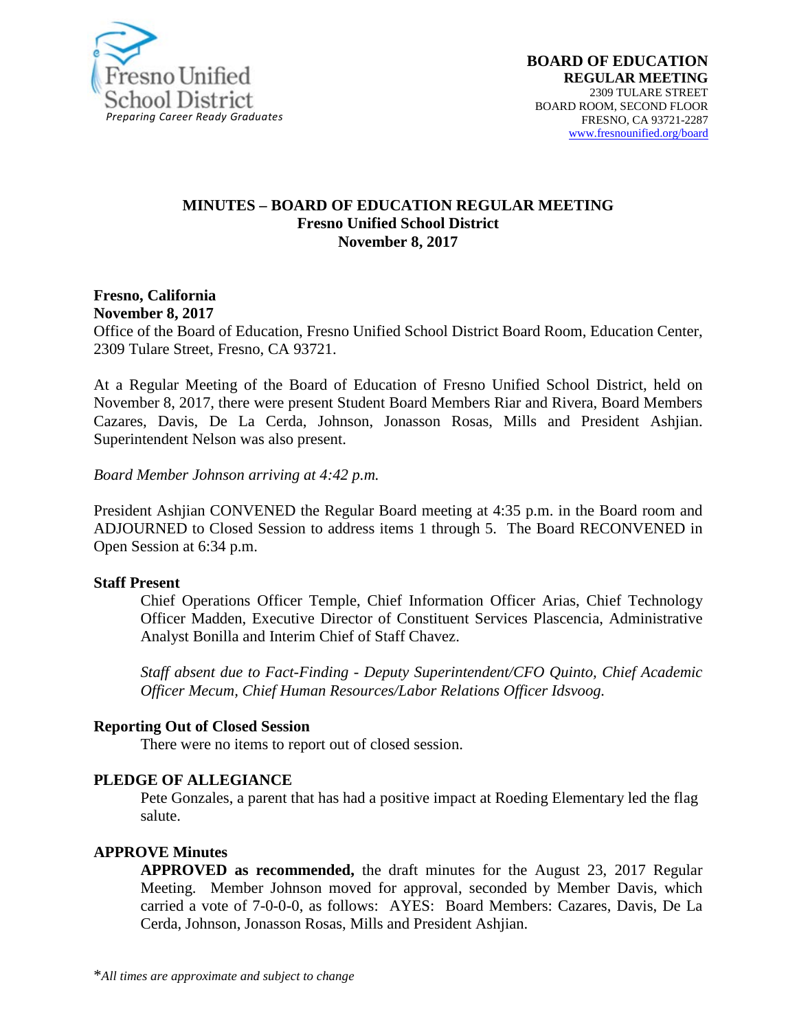Fresno Unified School District
*Preparing Career Ready Graduates*

**BOARD OF EDUCATION**
**REGULAR MEETING**
2309 TULARE STREET
BOARD ROOM, SECOND FLOOR
FRESNO, CA 93721-2287
www.fresnounified.org/board

# MINUTES – BOARD OF EDUCATION REGULAR MEETING
## Fresno Unified School District
## November 8, 2017

**Fresno, California**
**November 8, 2017**
Office of the Board of Education, Fresno Unified School District Board Room, Education Center, 2309 Tulare Street, Fresno, CA 93721.

At a Regular Meeting of the Board of Education of Fresno Unified School District, held on November 8, 2017, there were present Student Board Members Riar and Rivera, Board Members Cazares, Davis, De La Cerda, Johnson, Jonasson Rosas, Mills and President Ashjian. Superintendent Nelson was also present.

*Board Member Johnson arriving at 4:42 p.m.*

President Ashjian CONVENED the Regular Board meeting at 4:35 p.m. in the Board room and ADJOURNED to Closed Session to address items 1 through 5. The Board RECONVENED in Open Session at 6:34 p.m.

### Staff Present

Chief Operations Officer Temple, Chief Information Officer Arias, Chief Technology Officer Madden, Executive Director of Constituent Services Plascencia, Administrative Analyst Bonilla and Interim Chief of Staff Chavez.

*Staff absent due to Fact-Finding - Deputy Superintendent/CFO Quinto, Chief Academic Officer Mecum, Chief Human Resources/Labor Relations Officer Idsvoog.*

### Reporting Out of Closed Session

There were no items to report out of closed session.

### PLEDGE OF ALLEGIANCE

Pete Gonzales, a parent that has had a positive impact at Roeding Elementary led the flag salute.

### APPROVE Minutes

**APPROVED as recommended,** the draft minutes for the August 23, 2017 Regular Meeting. Member Johnson moved for approval, seconded by Member Davis, which carried a vote of 7-0-0-0, as follows: AYES: Board Members: Cazares, Davis, De La Cerda, Johnson, Jonasson Rosas, Mills and President Ashjian.

*\*All times are approximate and subject to change*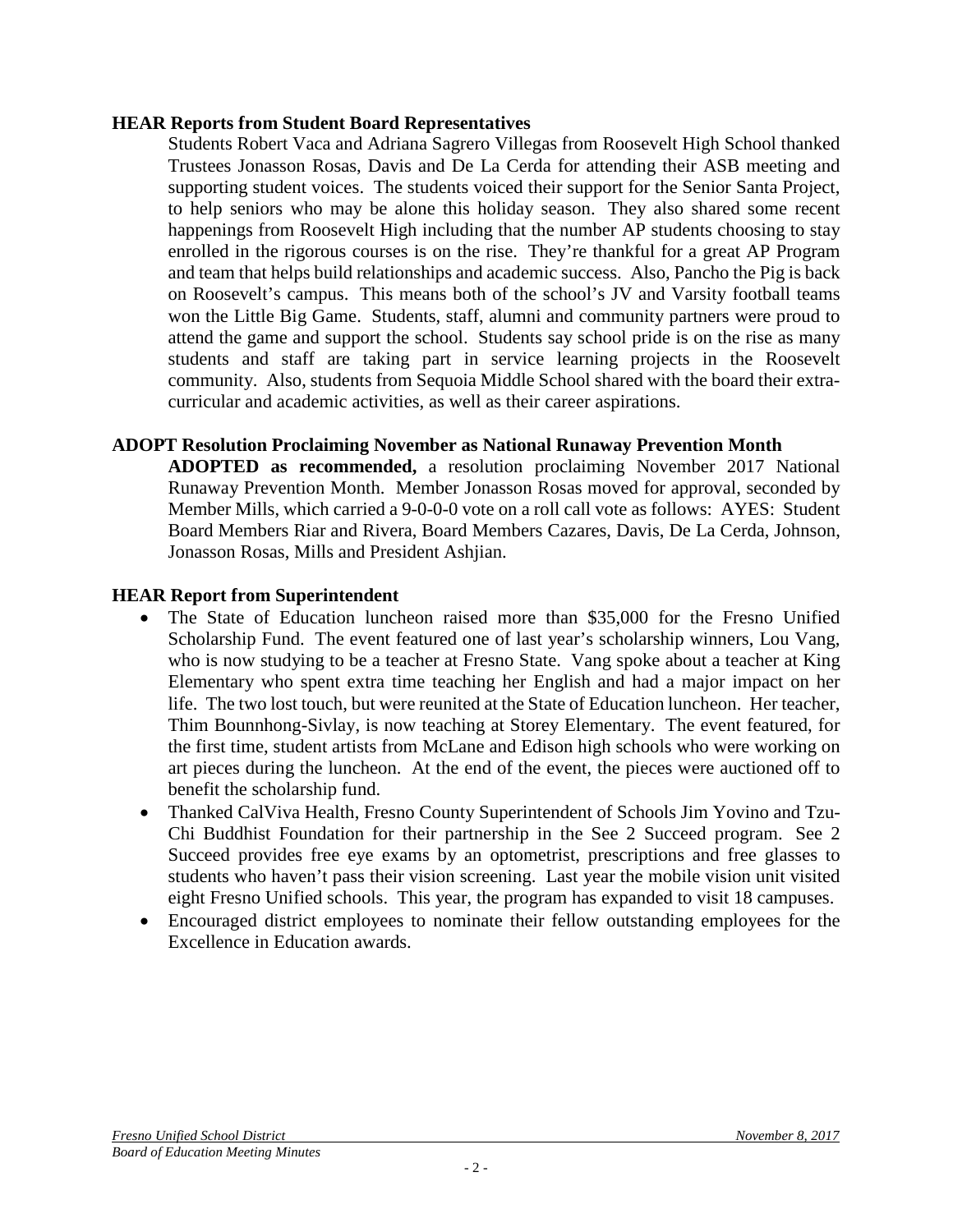**HEAR Reports from Student Board Representatives**

Students Robert Vaca and Adriana Sagrero Villegas from Roosevelt High School thanked Trustees Jonasson Rosas, Davis and De La Cerda for attending their ASB meeting and supporting student voices. The students voiced their support for the Senior Santa Project, to help seniors who may be alone this holiday season. They also shared some recent happenings from Roosevelt High including that the number AP students choosing to stay enrolled in the rigorous courses is on the rise. They're thankful for a great AP Program and team that helps build relationships and academic success. Also, Pancho the Pig is back on Roosevelt's campus. This means both of the school's JV and Varsity football teams won the Little Big Game. Students, staff, alumni and community partners were proud to attend the game and support the school. Students say school pride is on the rise as many students and staff are taking part in service learning projects in the Roosevelt community. Also, students from Sequoia Middle School shared with the board their extra-curricular and academic activities, as well as their career aspirations.

**ADOPT Resolution Proclaiming November as National Runaway Prevention Month**

**ADOPTED as recommended,** a resolution proclaiming November 2017 National Runaway Prevention Month. Member Jonasson Rosas moved for approval, seconded by Member Mills, which carried a 9-0-0-0 vote on a roll call vote as follows: AYES: Student Board Members Riar and Rivera, Board Members Cazares, Davis, De La Cerda, Johnson, Jonasson Rosas, Mills and President Ashjian.

**HEAR Report from Superintendent**

- The State of Education luncheon raised more than $35,000 for the Fresno Unified Scholarship Fund. The event featured one of last year's scholarship winners, Lou Vang, who is now studying to be a teacher at Fresno State. Vang spoke about a teacher at King Elementary who spent extra time teaching her English and had a major impact on her life. The two lost touch, but were reunited at the State of Education luncheon. Her teacher, Thim Bounnhong-Sivlay, is now teaching at Storey Elementary. The event featured, for the first time, student artists from McLane and Edison high schools who were working on art pieces during the luncheon. At the end of the event, the pieces were auctioned off to benefit the scholarship fund.
- Thanked CalViva Health, Fresno County Superintendent of Schools Jim Yovino and Tzu-Chi Buddhist Foundation for their partnership in the See 2 Succeed program. See 2 Succeed provides free eye exams by an optometrist, prescriptions and free glasses to students who haven't pass their vision screening. Last year the mobile vision unit visited eight Fresno Unified schools. This year, the program has expanded to visit 18 campuses.
- Encouraged district employees to nominate their fellow outstanding employees for the Excellence in Education awards.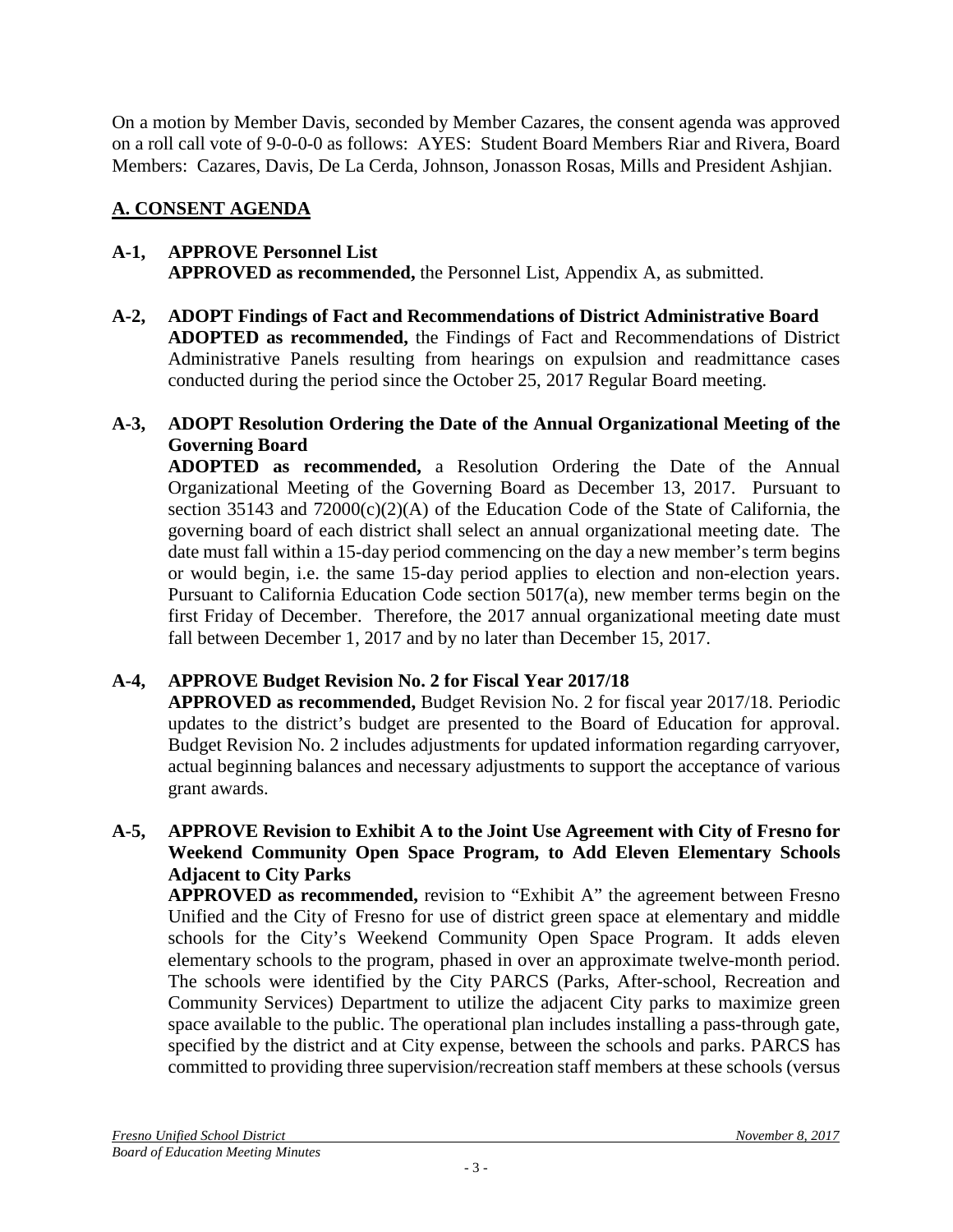On a motion by Member Davis, seconded by Member Cazares, the consent agenda was approved on a roll call vote of 9-0-0-0 as follows: AYES: Student Board Members Riar and Rivera, Board Members: Cazares, Davis, De La Cerda, Johnson, Jonasson Rosas, Mills and President Ashjian.

## A. CONSENT AGENDA

**A-1, APPROVE Personnel List**
**APPROVED as recommended,** the Personnel List, Appendix A, as submitted.

**A-2, ADOPT Findings of Fact and Recommendations of District Administrative Board**
**ADOPTED as recommended,** the Findings of Fact and Recommendations of District Administrative Panels resulting from hearings on expulsion and readmittance cases conducted during the period since the October 25, 2017 Regular Board meeting.

**A-3, ADOPT Resolution Ordering the Date of the Annual Organizational Meeting of the Governing Board**
**ADOPTED as recommended,** a Resolution Ordering the Date of the Annual Organizational Meeting of the Governing Board as December 13, 2017. Pursuant to section 35143 and 72000(c)(2)(A) of the Education Code of the State of California, the governing board of each district shall select an annual organizational meeting date. The date must fall within a 15-day period commencing on the day a new member's term begins or would begin, i.e. the same 15-day period applies to election and non-election years. Pursuant to California Education Code section 5017(a), new member terms begin on the first Friday of December. Therefore, the 2017 annual organizational meeting date must fall between December 1, 2017 and by no later than December 15, 2017.

**A-4, APPROVE Budget Revision No. 2 for Fiscal Year 2017/18**
**APPROVED as recommended,** Budget Revision No. 2 for fiscal year 2017/18. Periodic updates to the district's budget are presented to the Board of Education for approval. Budget Revision No. 2 includes adjustments for updated information regarding carryover, actual beginning balances and necessary adjustments to support the acceptance of various grant awards.

**A-5, APPROVE Revision to Exhibit A to the Joint Use Agreement with City of Fresno for Weekend Community Open Space Program, to Add Eleven Elementary Schools Adjacent to City Parks**
**APPROVED as recommended,** revision to "Exhibit A" the agreement between Fresno Unified and the City of Fresno for use of district green space at elementary and middle schools for the City's Weekend Community Open Space Program. It adds eleven elementary schools to the program, phased in over an approximate twelve-month period. The schools were identified by the City PARCS (Parks, After-school, Recreation and Community Services) Department to utilize the adjacent City parks to maximize green space available to the public. The operational plan includes installing a pass-through gate, specified by the district and at City expense, between the schools and parks. PARCS has committed to providing three supervision/recreation staff members at these schools (versus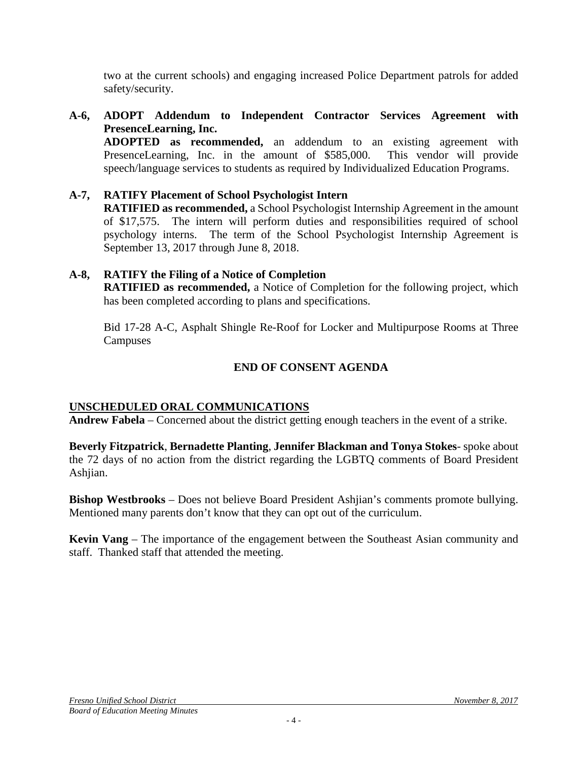two at the current schools) and engaging increased Police Department patrols for added safety/security.

**A-6, ADOPT Addendum to Independent Contractor Services Agreement with PresenceLearning, Inc.**
**ADOPTED as recommended,** an addendum to an existing agreement with PresenceLearning, Inc. in the amount of $585,000. This vendor will provide speech/language services to students as required by Individualized Education Programs.

**A-7, RATIFY Placement of School Psychologist Intern**
**RATIFIED as recommended,** a School Psychologist Internship Agreement in the amount of $17,575. The intern will perform duties and responsibilities required of school psychology interns. The term of the School Psychologist Internship Agreement is September 13, 2017 through June 8, 2018.

**A-8, RATIFY the Filing of a Notice of Completion**
**RATIFIED as recommended,** a Notice of Completion for the following project, which has been completed according to plans and specifications.

Bid 17-28 A-C, Asphalt Shingle Re-Roof for Locker and Multipurpose Rooms at Three Campuses

**END OF CONSENT AGENDA**

## UNSCHEDULED ORAL COMMUNICATIONS

**Andrew Fabela** – Concerned about the district getting enough teachers in the event of a strike.

**Beverly Fitzpatrick**, **Bernadette Planting**, **Jennifer Blackman and Tonya Stokes**- spoke about the 72 days of no action from the district regarding the LGBTQ comments of Board President Ashjian.

**Bishop Westbrooks** – Does not believe Board President Ashjian's comments promote bullying. Mentioned many parents don't know that they can opt out of the curriculum.

**Kevin Vang** – The importance of the engagement between the Southeast Asian community and staff. Thanked staff that attended the meeting.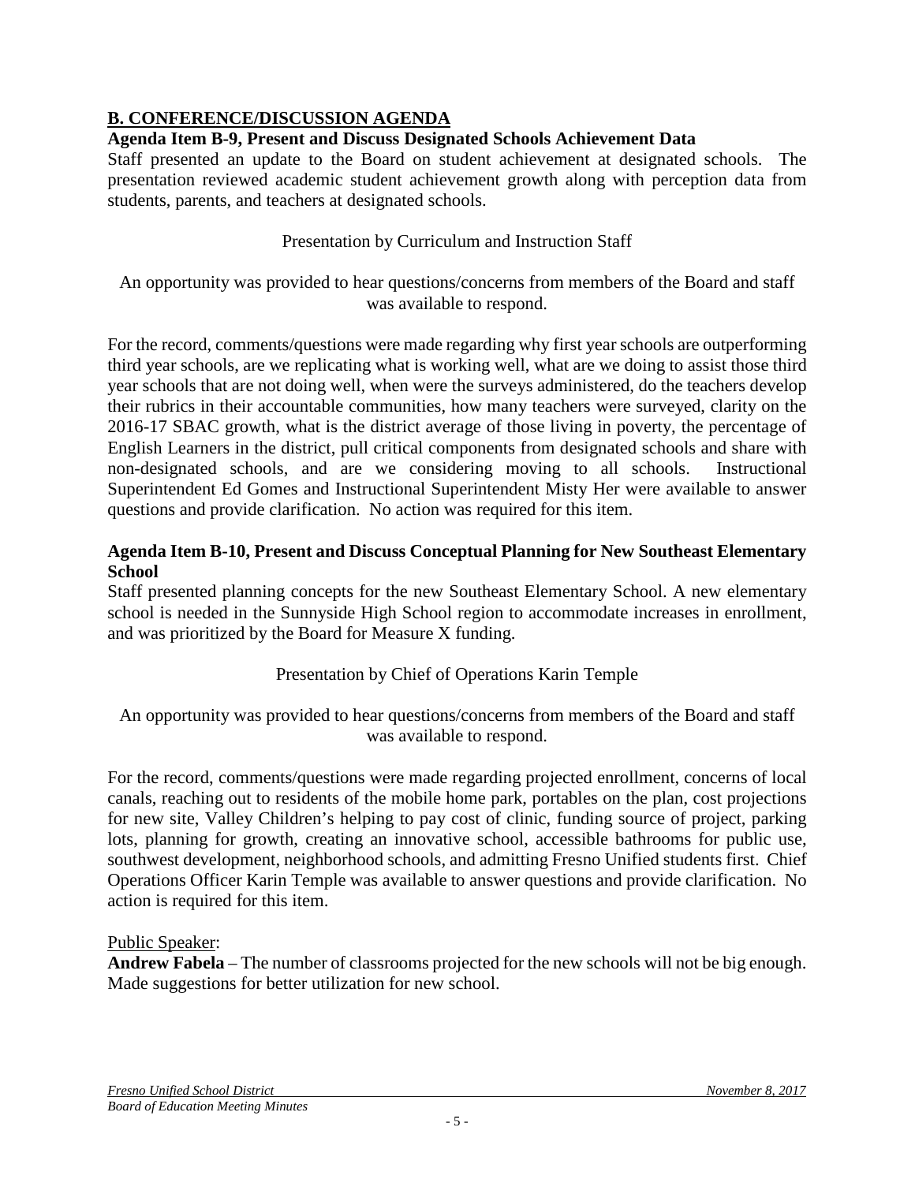## B. CONFERENCE/DISCUSSION AGENDA

**Agenda Item B-9, Present and Discuss Designated Schools Achievement Data**

Staff presented an update to the Board on student achievement at designated schools. The presentation reviewed academic student achievement growth along with perception data from students, parents, and teachers at designated schools.

Presentation by Curriculum and Instruction Staff

An opportunity was provided to hear questions/concerns from members of the Board and staff was available to respond.

For the record, comments/questions were made regarding why first year schools are outperforming third year schools, are we replicating what is working well, what are we doing to assist those third year schools that are not doing well, when were the surveys administered, do the teachers develop their rubrics in their accountable communities, how many teachers were surveyed, clarity on the 2016-17 SBAC growth, what is the district average of those living in poverty, the percentage of English Learners in the district, pull critical components from designated schools and share with non-designated schools, and are we considering moving to all schools. Instructional Superintendent Ed Gomes and Instructional Superintendent Misty Her were available to answer questions and provide clarification. No action was required for this item.

**Agenda Item B-10, Present and Discuss Conceptual Planning for New Southeast Elementary School**

Staff presented planning concepts for the new Southeast Elementary School. A new elementary school is needed in the Sunnyside High School region to accommodate increases in enrollment, and was prioritized by the Board for Measure X funding.

Presentation by Chief of Operations Karin Temple

An opportunity was provided to hear questions/concerns from members of the Board and staff was available to respond.

For the record, comments/questions were made regarding projected enrollment, concerns of local canals, reaching out to residents of the mobile home park, portables on the plan, cost projections for new site, Valley Children's helping to pay cost of clinic, funding source of project, parking lots, planning for growth, creating an innovative school, accessible bathrooms for public use, southwest development, neighborhood schools, and admitting Fresno Unified students first. Chief Operations Officer Karin Temple was available to answer questions and provide clarification. No action is required for this item.

Public Speaker:

**Andrew Fabela** – The number of classrooms projected for the new schools will not be big enough. Made suggestions for better utilization for new school.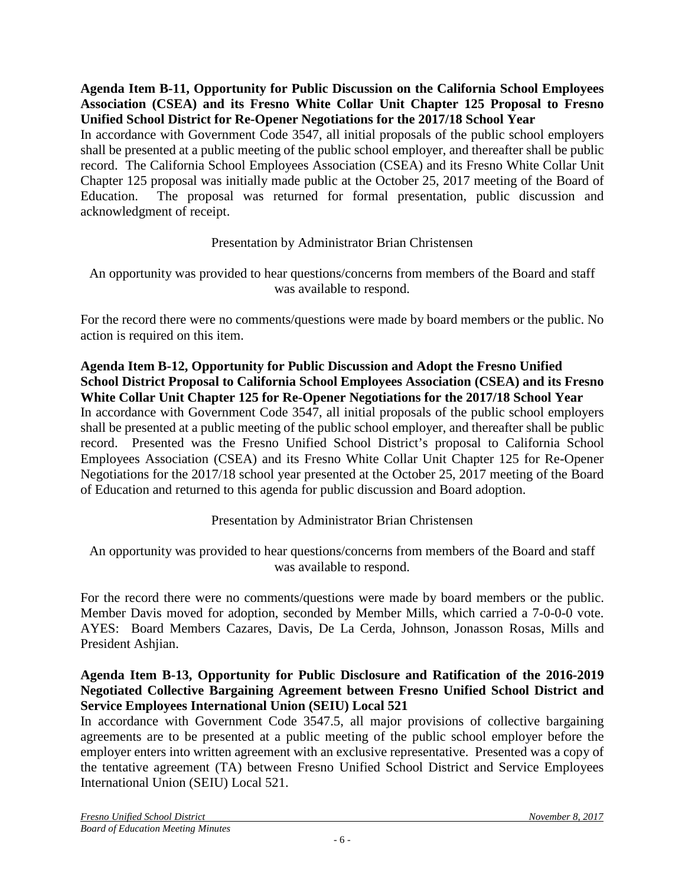**Agenda Item B-11, Opportunity for Public Discussion on the California School Employees Association (CSEA) and its Fresno White Collar Unit Chapter 125 Proposal to Fresno Unified School District for Re-Opener Negotiations for the 2017/18 School Year**
In accordance with Government Code 3547, all initial proposals of the public school employers shall be presented at a public meeting of the public school employer, and thereafter shall be public record. The California School Employees Association (CSEA) and its Fresno White Collar Unit Chapter 125 proposal was initially made public at the October 25, 2017 meeting of the Board of Education. The proposal was returned for formal presentation, public discussion and acknowledgment of receipt.

Presentation by Administrator Brian Christensen

An opportunity was provided to hear questions/concerns from members of the Board and staff was available to respond.

For the record there were no comments/questions were made by board members or the public. No action is required on this item.

**Agenda Item B-12, Opportunity for Public Discussion and Adopt the Fresno Unified School District Proposal to California School Employees Association (CSEA) and its Fresno White Collar Unit Chapter 125 for Re-Opener Negotiations for the 2017/18 School Year**
In accordance with Government Code 3547, all initial proposals of the public school employers shall be presented at a public meeting of the public school employer, and thereafter shall be public record. Presented was the Fresno Unified School District's proposal to California School Employees Association (CSEA) and its Fresno White Collar Unit Chapter 125 for Re-Opener Negotiations for the 2017/18 school year presented at the October 25, 2017 meeting of the Board of Education and returned to this agenda for public discussion and Board adoption.

Presentation by Administrator Brian Christensen

An opportunity was provided to hear questions/concerns from members of the Board and staff was available to respond.

For the record there were no comments/questions were made by board members or the public. Member Davis moved for adoption, seconded by Member Mills, which carried a 7-0-0-0 vote. AYES: Board Members Cazares, Davis, De La Cerda, Johnson, Jonasson Rosas, Mills and President Ashjian.

**Agenda Item B-13, Opportunity for Public Disclosure and Ratification of the 2016-2019 Negotiated Collective Bargaining Agreement between Fresno Unified School District and Service Employees International Union (SEIU) Local 521**
In accordance with Government Code 3547.5, all major provisions of collective bargaining agreements are to be presented at a public meeting of the public school employer before the employer enters into written agreement with an exclusive representative. Presented was a copy of the tentative agreement (TA) between Fresno Unified School District and Service Employees International Union (SEIU) Local 521.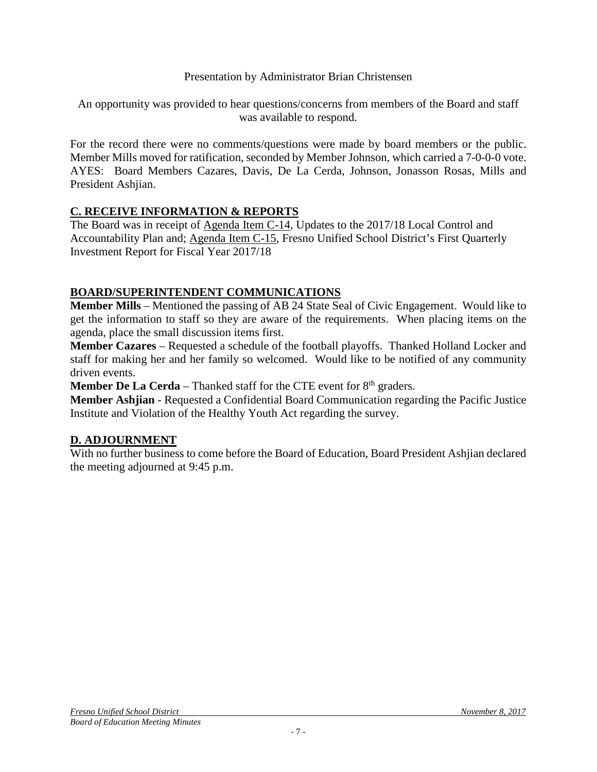Presentation by Administrator Brian Christensen

An opportunity was provided to hear questions/concerns from members of the Board and staff was available to respond.

For the record there were no comments/questions were made by board members or the public. Member Mills moved for ratification, seconded by Member Johnson, which carried a 7-0-0-0 vote. AYES: Board Members Cazares, Davis, De La Cerda, Johnson, Jonasson Rosas, Mills and President Ashjian.

## C. RECEIVE INFORMATION & REPORTS

The Board was in receipt of Agenda Item C-14, Updates to the 2017/18 Local Control and Accountability Plan and; Agenda Item C-15, Fresno Unified School District's First Quarterly Investment Report for Fiscal Year 2017/18

## BOARD/SUPERINTENDENT COMMUNICATIONS

**Member Mills** – Mentioned the passing of AB 24 State Seal of Civic Engagement. Would like to get the information to staff so they are aware of the requirements. When placing items on the agenda, place the small discussion items first.

**Member Cazares** – Requested a schedule of the football playoffs. Thanked Holland Locker and staff for making her and her family so welcomed. Would like to be notified of any community driven events.

**Member De La Cerda** – Thanked staff for the CTE event for 8th graders.

**Member Ashjian** - Requested a Confidential Board Communication regarding the Pacific Justice Institute and Violation of the Healthy Youth Act regarding the survey.

## D. ADJOURNMENT

With no further business to come before the Board of Education, Board President Ashjian declared the meeting adjourned at 9:45 p.m.